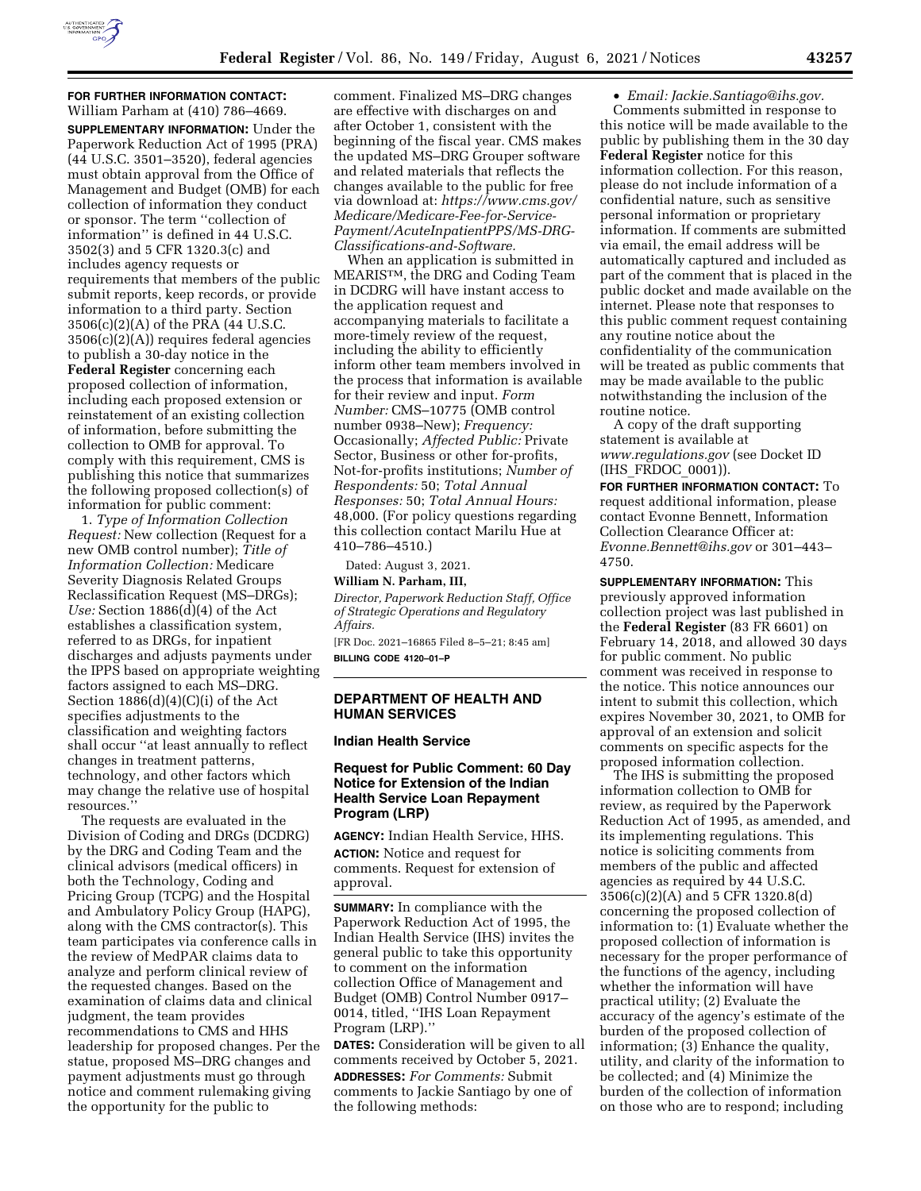**FOR FURTHER INFORMATION CONTACT:** William Parham at (410) 786–4669.

**SUPPLEMENTARY INFORMATION:** Under the Paperwork Reduction Act of 1995 (PRA) (44 U.S.C. 3501–3520), federal agencies must obtain approval from the Office of Management and Budget (OMB) for each collection of information they conduct or sponsor. The term ''collection of information'' is defined in 44 U.S.C. 3502(3) and 5 CFR 1320.3(c) and includes agency requests or requirements that members of the public submit reports, keep records, or provide information to a third party. Section 3506(c)(2)(A) of the PRA (44 U.S.C. 3506(c)(2)(A)) requires federal agencies to publish a 30-day notice in the **Federal Register** concerning each proposed collection of information, including each proposed extension or reinstatement of an existing collection of information, before submitting the collection to OMB for approval. To comply with this requirement, CMS is publishing this notice that summarizes the following proposed collection(s) of information for public comment:

1. *Type of Information Collection Request:* New collection (Request for a new OMB control number); *Title of Information Collection:* Medicare Severity Diagnosis Related Groups Reclassification Request (MS–DRGs); *Use:* Section 1886(d)(4) of the Act establishes a classification system, referred to as DRGs, for inpatient discharges and adjusts payments under the IPPS based on appropriate weighting factors assigned to each MS–DRG. Section 1886(d)(4)(C)(i) of the Act specifies adjustments to the classification and weighting factors shall occur ''at least annually to reflect changes in treatment patterns, technology, and other factors which may change the relative use of hospital resources.''

The requests are evaluated in the Division of Coding and DRGs (DCDRG) by the DRG and Coding Team and the clinical advisors (medical officers) in both the Technology, Coding and Pricing Group (TCPG) and the Hospital and Ambulatory Policy Group (HAPG), along with the CMS contractor(s). This team participates via conference calls in the review of MedPAR claims data to analyze and perform clinical review of the requested changes. Based on the examination of claims data and clinical judgment, the team provides recommendations to CMS and HHS leadership for proposed changes. Per the statue, proposed MS–DRG changes and payment adjustments must go through notice and comment rulemaking giving the opportunity for the public to comment. Finalized MS–DRG changes are effective with discharges on and after October 1, consistent with the beginning of the fiscal year. CMS makes the updated MS–DRG Grouper software and related materials that reflects the changes available to the public for free via download at: *https://www.cms.gov/Medicare/Medicare-Fee-for-Service-Payment/AcuteInpatientPPS/MS-DRG-Classifications-and-Software.*

When an application is submitted in MEARIS™, the DRG and Coding Team in DCDRG will have instant access to the application request and accompanying materials to facilitate a more-timely review of the request, including the ability to efficiently inform other team members involved in the process that information is available for their review and input. *Form Number:* CMS–10775 (OMB control number 0938–New); *Frequency:* Occasionally; *Affected Public:* Private Sector, Business or other for-profits, Not-for-profits institutions; *Number of Respondents:* 50; *Total Annual Responses:* 50; *Total Annual Hours:* 48,000. (For policy questions regarding this collection contact Marilu Hue at 410–786–4510.)

Dated: August 3, 2021.

**William N. Parham, III,**

*Director, Paperwork Reduction Staff, Office of Strategic Operations and Regulatory Affairs.*

[FR Doc. 2021–16865 Filed 8–5–21; 8:45 am]

**BILLING CODE 4120–01–P**

## DEPARTMENT OF HEALTH AND HUMAN SERVICES

### Indian Health Service

### Request for Public Comment: 60 Day Notice for Extension of the Indian Health Service Loan Repayment Program (LRP)

**AGENCY:** Indian Health Service, HHS.

**ACTION:** Notice and request for comments. Request for extension of approval.

**SUMMARY:** In compliance with the Paperwork Reduction Act of 1995, the Indian Health Service (IHS) invites the general public to take this opportunity to comment on the information collection Office of Management and Budget (OMB) Control Number 0917–0014, titled, ''IHS Loan Repayment Program (LRP).''

**DATES:** Consideration will be given to all comments received by October 5, 2021.

**ADDRESSES:** *For Comments:* Submit comments to Jackie Santiago by one of the following methods:

- *Email: Jackie.Santiago@ihs.gov.*

Comments submitted in response to this notice will be made available to the public by publishing them in the 30 day **Federal Register** notice for this information collection. For this reason, please do not include information of a confidential nature, such as sensitive personal information or proprietary information. If comments are submitted via email, the email address will be automatically captured and included as part of the comment that is placed in the public docket and made available on the internet. Please note that responses to this public comment request containing any routine notice about the confidentiality of the communication will be treated as public comments that may be made available to the public notwithstanding the inclusion of the routine notice.

A copy of the draft supporting statement is available at *www.regulations.gov* (see Docket ID (IHS_FRDOC_0001)).

**FOR FURTHER INFORMATION CONTACT:** To request additional information, please contact Evonne Bennett, Information Collection Clearance Officer at: *Evonne.Bennett@ihs.gov* or 301–443–4750.

**SUPPLEMENTARY INFORMATION:** This previously approved information collection project was last published in the **Federal Register** (83 FR 6601) on February 14, 2018, and allowed 30 days for public comment. No public comment was received in response to the notice. This notice announces our intent to submit this collection, which expires November 30, 2021, to OMB for approval of an extension and solicit comments on specific aspects for the proposed information collection.

The IHS is submitting the proposed information collection to OMB for review, as required by the Paperwork Reduction Act of 1995, as amended, and its implementing regulations. This notice is soliciting comments from members of the public and affected agencies as required by 44 U.S.C. 3506(c)(2)(A) and 5 CFR 1320.8(d) concerning the proposed collection of information to: (1) Evaluate whether the proposed collection of information is necessary for the proper performance of the functions of the agency, including whether the information will have practical utility; (2) Evaluate the accuracy of the agency's estimate of the burden of the proposed collection of information; (3) Enhance the quality, utility, and clarity of the information to be collected; and (4) Minimize the burden of the collection of information on those who are to respond; including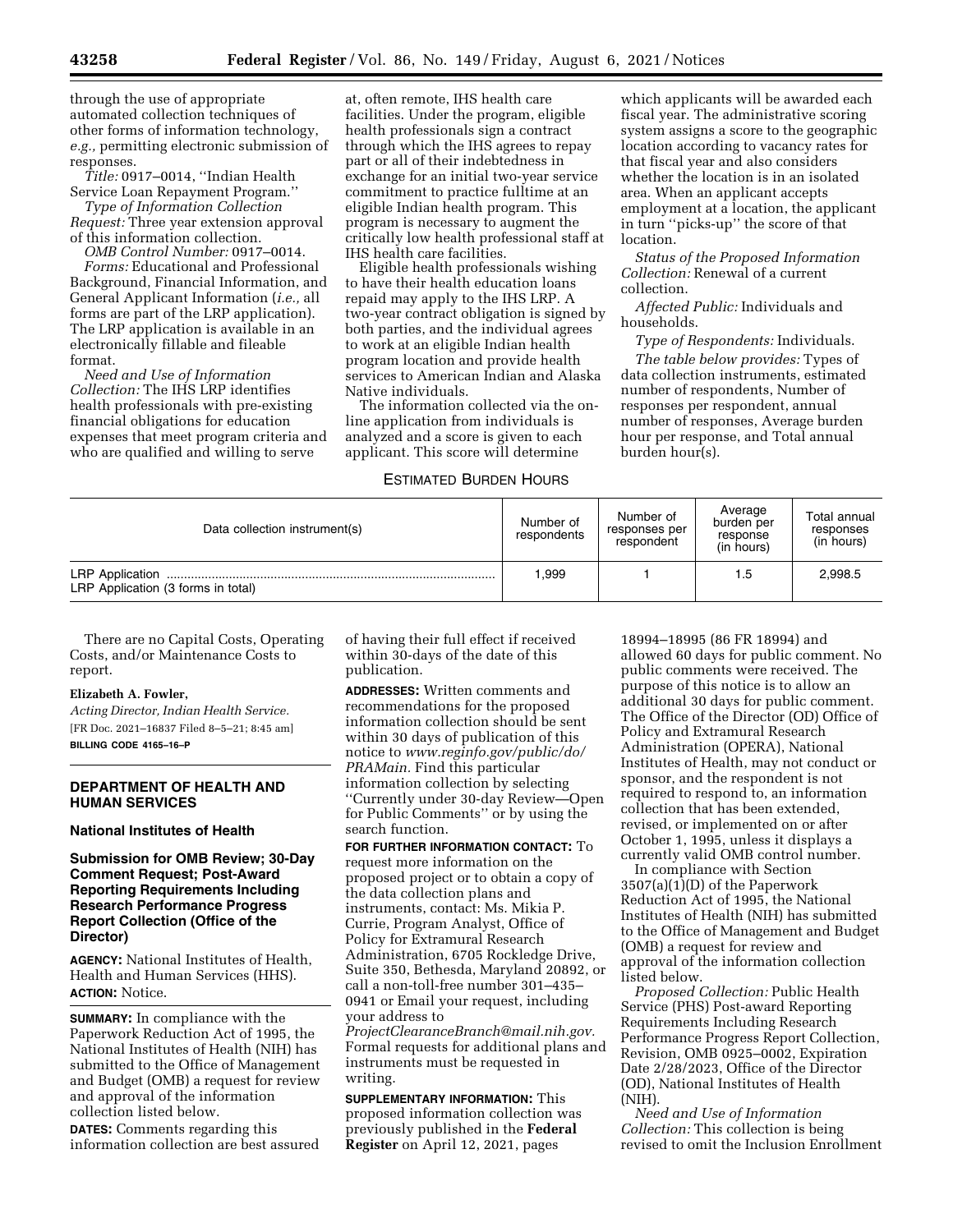through the use of appropriate automated collection techniques of other forms of information technology, *e.g.,* permitting electronic submission of responses.

*Title:* 0917–0014, ''Indian Health Service Loan Repayment Program.''

*Type of Information Collection Request:* Three year extension approval of this information collection.

*OMB Control Number:* 0917–0014.

*Forms:* Educational and Professional Background, Financial Information, and General Applicant Information (*i.e.,* all forms are part of the LRP application). The LRP application is available in an electronically fillable and fileable format.

*Need and Use of Information Collection:* The IHS LRP identifies health professionals with pre-existing financial obligations for education expenses that meet program criteria and who are qualified and willing to serve at, often remote, IHS health care facilities. Under the program, eligible health professionals sign a contract through which the IHS agrees to repay part or all of their indebtedness in exchange for an initial two-year service commitment to practice fulltime at an eligible Indian health program. This program is necessary to augment the critically low health professional staff at IHS health care facilities.

Eligible health professionals wishing to have their health education loans repaid may apply to the IHS LRP. A two-year contract obligation is signed by both parties, and the individual agrees to work at an eligible Indian health program location and provide health services to American Indian and Alaska Native individuals.

The information collected via the on-line application from individuals is analyzed and a score is given to each applicant. This score will determine which applicants will be awarded each fiscal year. The administrative scoring system assigns a score to the geographic location according to vacancy rates for that fiscal year and also considers whether the location is in an isolated area. When an applicant accepts employment at a location, the applicant in turn ''picks-up'' the score of that location.

*Status of the Proposed Information Collection:* Renewal of a current collection.

*Affected Public:* Individuals and households.

*Type of Respondents:* Individuals.

*The table below provides:* Types of data collection instruments, estimated number of respondents, Number of responses per respondent, annual number of responses, Average burden hour per response, and Total annual burden hour(s).

ESTIMATED BURDEN HOURS

| Data collection instrument(s) | Number of respondents | Number of responses per respondent | Average burden per response (in hours) | Total annual responses (in hours) |
|---|---|---|---|---|
| LRP Application<br>LRP Application (3 forms in total) | 1,999 | 1 | 1.5 | 2,998.5 |

There are no Capital Costs, Operating Costs, and/or Maintenance Costs to report.

**Elizabeth A. Fowler,**

*Acting Director, Indian Health Service.*

[FR Doc. 2021–16837 Filed 8–5–21; 8:45 am]

**BILLING CODE 4165–16–P**

## DEPARTMENT OF HEALTH AND HUMAN SERVICES

### National Institutes of Health

### Submission for OMB Review; 30-Day Comment Request; Post-Award Reporting Requirements Including Research Performance Progress Report Collection (Office of the Director)

**AGENCY:** National Institutes of Health, Health and Human Services (HHS).

**ACTION:** Notice.

**SUMMARY:** In compliance with the Paperwork Reduction Act of 1995, the National Institutes of Health (NIH) has submitted to the Office of Management and Budget (OMB) a request for review and approval of the information collection listed below.

**DATES:** Comments regarding this information collection are best assured of having their full effect if received within 30-days of the date of this publication.

**ADDRESSES:** Written comments and recommendations for the proposed information collection should be sent within 30 days of publication of this notice to *www.reginfo.gov/public/do/PRAMain.* Find this particular information collection by selecting ''Currently under 30-day Review—Open for Public Comments'' or by using the search function.

**FOR FURTHER INFORMATION CONTACT:** To request more information on the proposed project or to obtain a copy of the data collection plans and instruments, contact: Ms. Mikia P. Currie, Program Analyst, Office of Policy for Extramural Research Administration, 6705 Rockledge Drive, Suite 350, Bethesda, Maryland 20892, or call a non-toll-free number 301–435–0941 or Email your request, including your address to *ProjectClearanceBranch@mail.nih.gov.* Formal requests for additional plans and instruments must be requested in writing.

**SUPPLEMENTARY INFORMATION:** This proposed information collection was previously published in the **Federal Register** on April 12, 2021, pages 18994–18995 (86 FR 18994) and allowed 60 days for public comment. No public comments were received. The purpose of this notice is to allow an additional 30 days for public comment. The Office of the Director (OD) Office of Policy and Extramural Research Administration (OPERA), National Institutes of Health, may not conduct or sponsor, and the respondent is not required to respond to, an information collection that has been extended, revised, or implemented on or after October 1, 1995, unless it displays a currently valid OMB control number.

In compliance with Section 3507(a)(1)(D) of the Paperwork Reduction Act of 1995, the National Institutes of Health (NIH) has submitted to the Office of Management and Budget (OMB) a request for review and approval of the information collection listed below.

*Proposed Collection:* Public Health Service (PHS) Post-award Reporting Requirements Including Research Performance Progress Report Collection, Revision, OMB 0925–0002, Expiration Date 2/28/2023, Office of the Director (OD), National Institutes of Health (NIH).

*Need and Use of Information Collection:* This collection is being revised to omit the Inclusion Enrollment